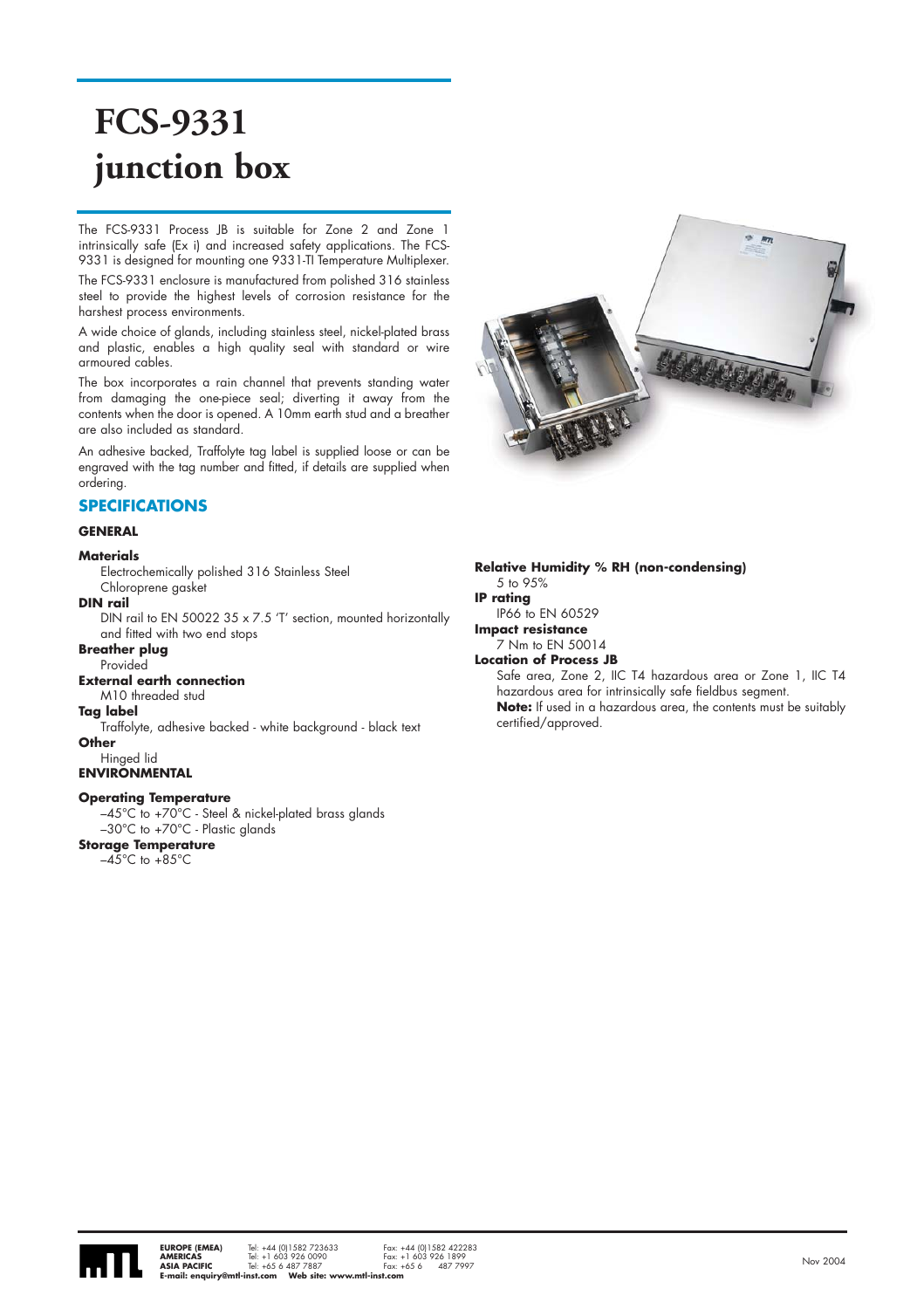# FCS-9331 junction box

The FCS-9331 Process JB is suitable for Zone 2 and Zone 1 intrinsically safe (Ex i) and increased safety applications. The FCS-9331 is designed for mounting one 9331-TI Temperature Multiplexer.

The FCS-9331 enclosure is manufactured from polished 316 stainless steel to provide the highest levels of corrosion resistance for the harshest process environments.

A wide choice of glands, including stainless steel, nickel-plated brass and plastic, enables a high quality seal with standard or wire armoured cables.

The box incorporates a rain channel that prevents standing water from damaging the one-piece seal; diverting it away from the contents when the door is opened. A 10mm earth stud and a breather are also included as standard.

An adhesive backed, Traffolyte tag label is supplied loose or can be engraved with the tag number and fitted, if details are supplied when ordering.

## SPECIFICATIONS

### GENERAL

**Materials**
Electrochemically polished 316 Stainless Steel
Chloroprene gasket

**DIN rail**
DIN rail to EN 50022 35 x 7.5 'T' section, mounted horizontally and fitted with two end stops

**Breather plug**
Provided

**External earth connection**
M10 threaded stud

**Tag label**
Traffolyte, adhesive backed - white background - black text

**Other**
Hinged lid

### ENVIRONMENTAL

**Operating Temperature**
–45°C to +70°C - Steel & nickel-plated brass glands
–30°C to +70°C - Plastic glands

**Storage Temperature**
–45°C to +85°C

**Relative Humidity % RH (non-condensing)**
5 to 95%

**IP rating**
IP66 to EN 60529

**Impact resistance**
7 Nm to EN 50014

**Location of Process JB**
Safe area, Zone 2, IIC T4 hazardous area or Zone 1, IIC T4 hazardous area for intrinsically safe fieldbus segment.
**Note:** If used in a hazardous area, the contents must be suitably certified/approved.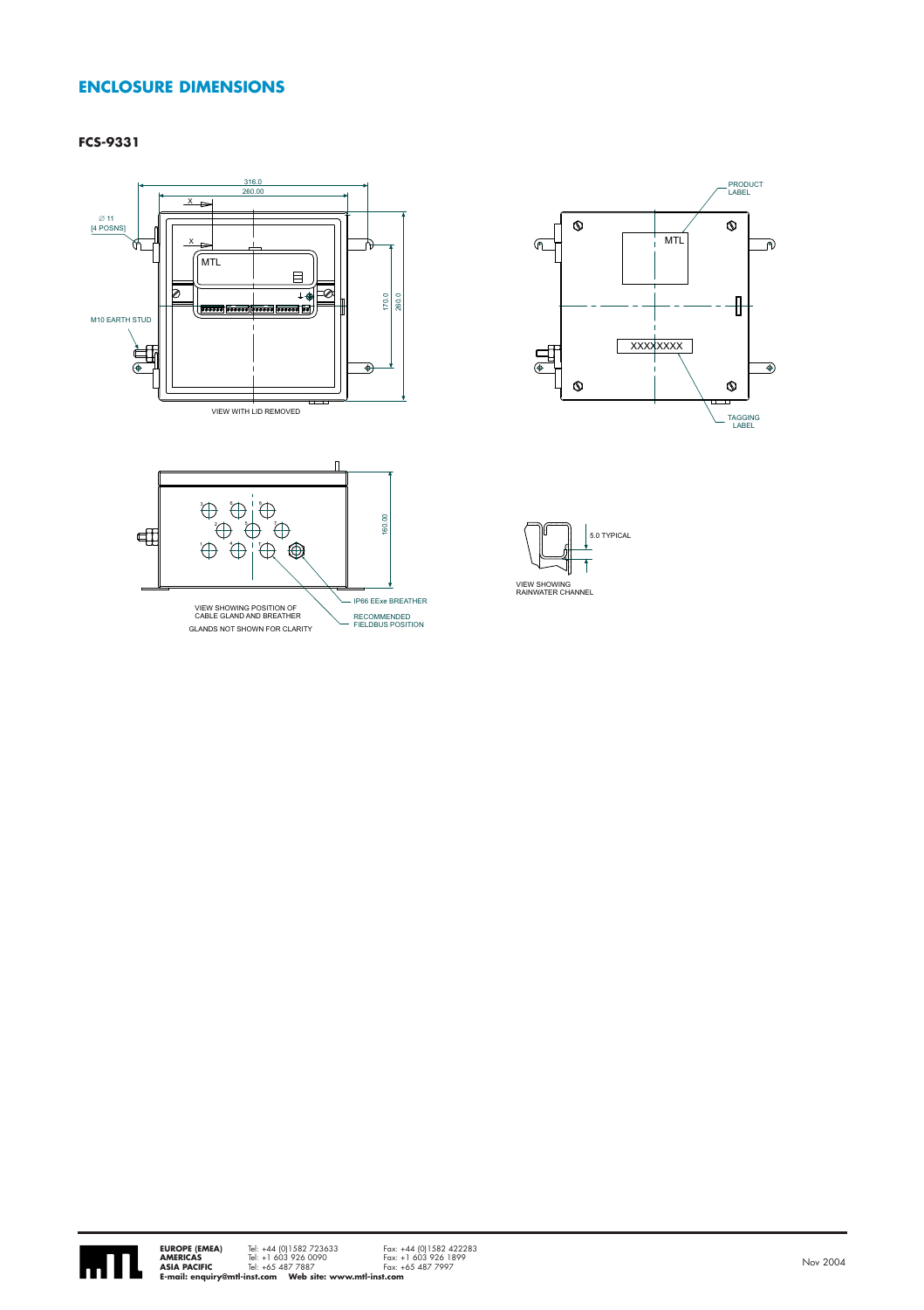## ENCLOSURE DIMENSIONS

### FCS-9331

316.0

260.00

X

X

∅ 11
[4 POSNS]

MTL

M10 EARTH STUD

170.0

260.0

VIEW WITH LID REMOVED

PRODUCT
LABEL

MTL

XXXXXXXX

TAGGING
LABEL

160.00

VIEW SHOWING POSITION OF
CABLE GLAND AND BREATHER

GLANDS NOT SHOWN FOR CLARITY

IP66 EExe BREATHER

RECOMMENDED
FIELDBUS POSITION

5.0 TYPICAL

VIEW SHOWING
RAINWATER CHANNEL

**EUROPE (EMEA)** Tel: +44 (0)1582 723633 Fax: +44 (0)1582 422283
**AMERICAS** Tel: +1 603 926 0090 Fax: +1 603 926 1899
**ASIA PACIFIC** Tel: +65 487 7887 Fax: +65 487 7997
**E-mail: enquiry@mtl-inst.com Web site: www.mtl-inst.com**

Nov 2004